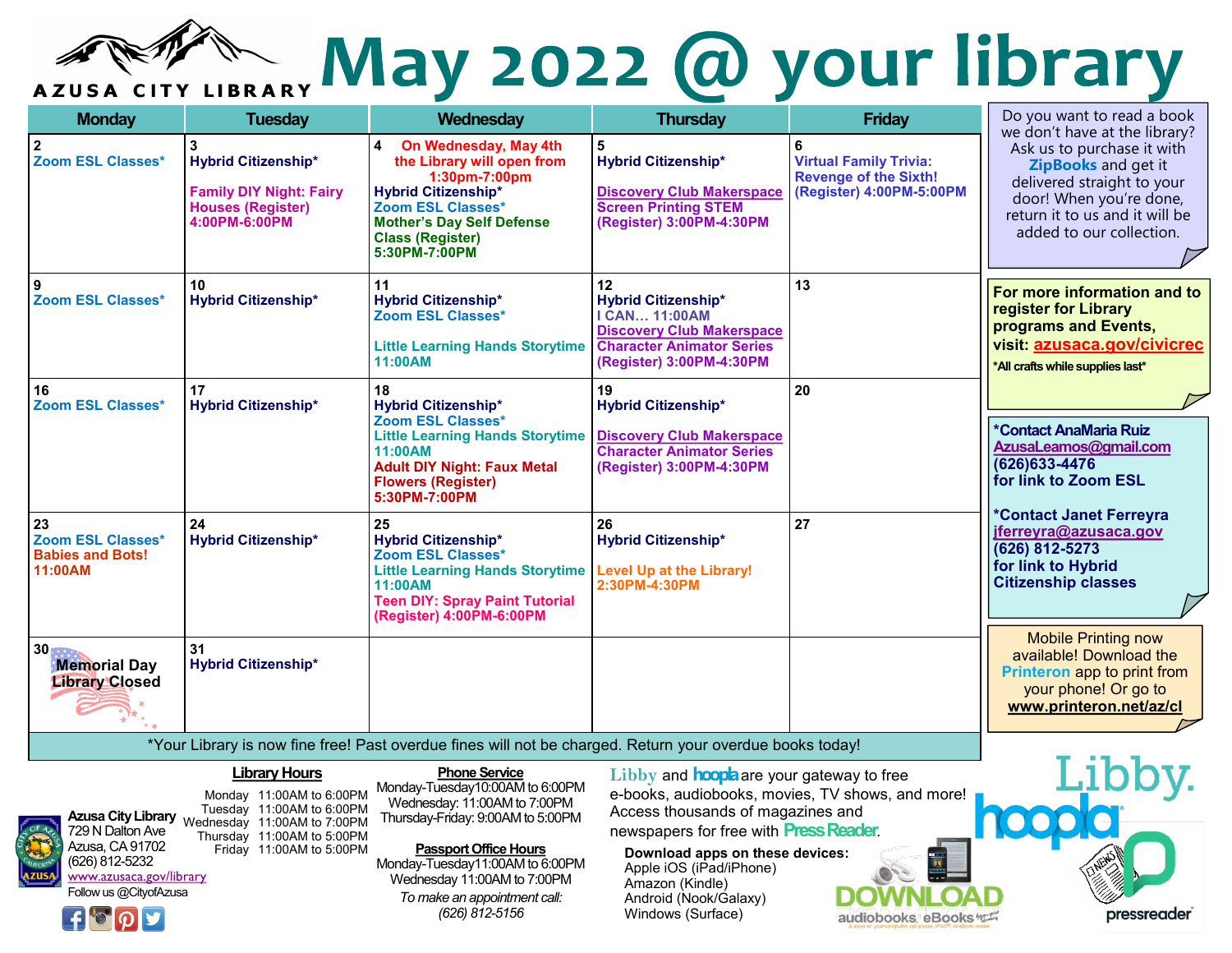AZUSA CITY LIBRARY

# May 2022 @ your library

| Monday | Tuesday | Wednesday | Thursday | Friday |
|---|---|---|---|---|
| **2**<br>**Zoom ESL Classes*** | **3**<br>**Hybrid Citizenship***<br><br>**Family DIY Night: Fairy Houses (Register) 4:00PM-6:00PM** | **4** **On Wednesday, May 4th the Library will open from 1:30pm-7:00pm**<br>**Hybrid Citizenship***<br>**Zoom ESL Classes***<br>**Mother's Day Self Defense Class (Register) 5:30PM-7:00PM** | **5**<br>**Hybrid Citizenship***<br><br>**Discovery Club Makerspace Screen Printing STEM (Register) 3:00PM-4:30PM** | **6**<br>**Virtual Family Trivia: Revenge of the Sixth! (Register) 4:00PM-5:00PM** |
| **9**<br>**Zoom ESL Classes*** | **10**<br>**Hybrid Citizenship*** | **11**<br>**Hybrid Citizenship***<br>**Zoom ESL Classes***<br><br>**Little Learning Hands Storytime 11:00AM** | **12**<br>**Hybrid Citizenship***<br>**I CAN… 11:00AM**<br>**Discovery Club Makerspace Character Animator Series (Register) 3:00PM-4:30PM** | **13** |
| **16**<br>**Zoom ESL Classes*** | **17**<br>**Hybrid Citizenship*** | **18**<br>**Hybrid Citizenship***<br>**Zoom ESL Classes***<br>**Little Learning Hands Storytime 11:00AM**<br>**Adult DIY Night: Faux Metal Flowers (Register) 5:30PM-7:00PM** | **19**<br>**Hybrid Citizenship***<br><br>**Discovery Club Makerspace Character Animator Series (Register) 3:00PM-4:30PM** | **20** |
| **23**<br>**Zoom ESL Classes***<br>**Babies and Bots! 11:00AM** | **24**<br>**Hybrid Citizenship*** | **25**<br>**Hybrid Citizenship***<br>**Zoom ESL Classes***<br>**Little Learning Hands Storytime 11:00AM**<br>**Teen DIY: Spray Paint Tutorial (Register) 4:00PM-6:00PM** | **26**<br>**Hybrid Citizenship***<br><br>**Level Up at the Library! 2:30PM-4:30PM** | **27** |
| **30**<br>**Memorial Day Library Closed** | **31**<br>**Hybrid Citizenship*** | | | |

*Your Library is now fine free! Past overdue fines will not be charged. Return your overdue books today!

Do you want to read a book we don't have at the library? Ask us to purchase it with **ZipBooks** and get it delivered straight to your door! When you're done, return it to us and it will be added to our collection.

**For more information and to register for Library programs and Events, visit: azusaca.gov/civicrec**

***All crafts while supplies last***

***Contact AnaMaria Ruiz**
**AzusaLeamos@gmail.com**
**(626)633-4476**
**for link to Zoom ESL**

***Contact Janet Ferreyra**
**jferreyra@azusaca.gov**
**(626) 812-5273**
**for link to Hybrid Citizenship classes**

Mobile Printing now available! Download the **Printeron** app to print from your phone! Or go to **www.printeron.net/az/cl**

**Azusa City Library**
729 N Dalton Ave
Azusa, CA 91702
(626) 812-5232
www.azusaca.gov/library
Follow us @CityofAzusa

**Library Hours**

Monday 11:00AM to 6:00PM
Tuesday 11:00AM to 6:00PM
Wednesday 11:00AM to 7:00PM
Thursday 11:00AM to 5:00PM
Friday 11:00AM to 5:00PM

**Phone Service**

Monday-Tuesday10:00AM to 6:00PM
Wednesday: 11:00AM to 7:00PM
Thursday-Friday: 9:00AM to 5:00PM

**Passport Office Hours**

Monday-Tuesday11:00AM to 6:00PM
Wednesday 11:00AM to 7:00PM
*To make an appointment call: (626) 812-5156*

Libby and hoopla are your gateway to free e-books, audiobooks, movies, TV shows, and more! Access thousands of magazines and newspapers for free with PressReader.

**Download apps on these devices:**
Apple iOS (iPad/iPhone)
Amazon (Kindle)
Android (Nook/Galaxy)
Windows (Surface)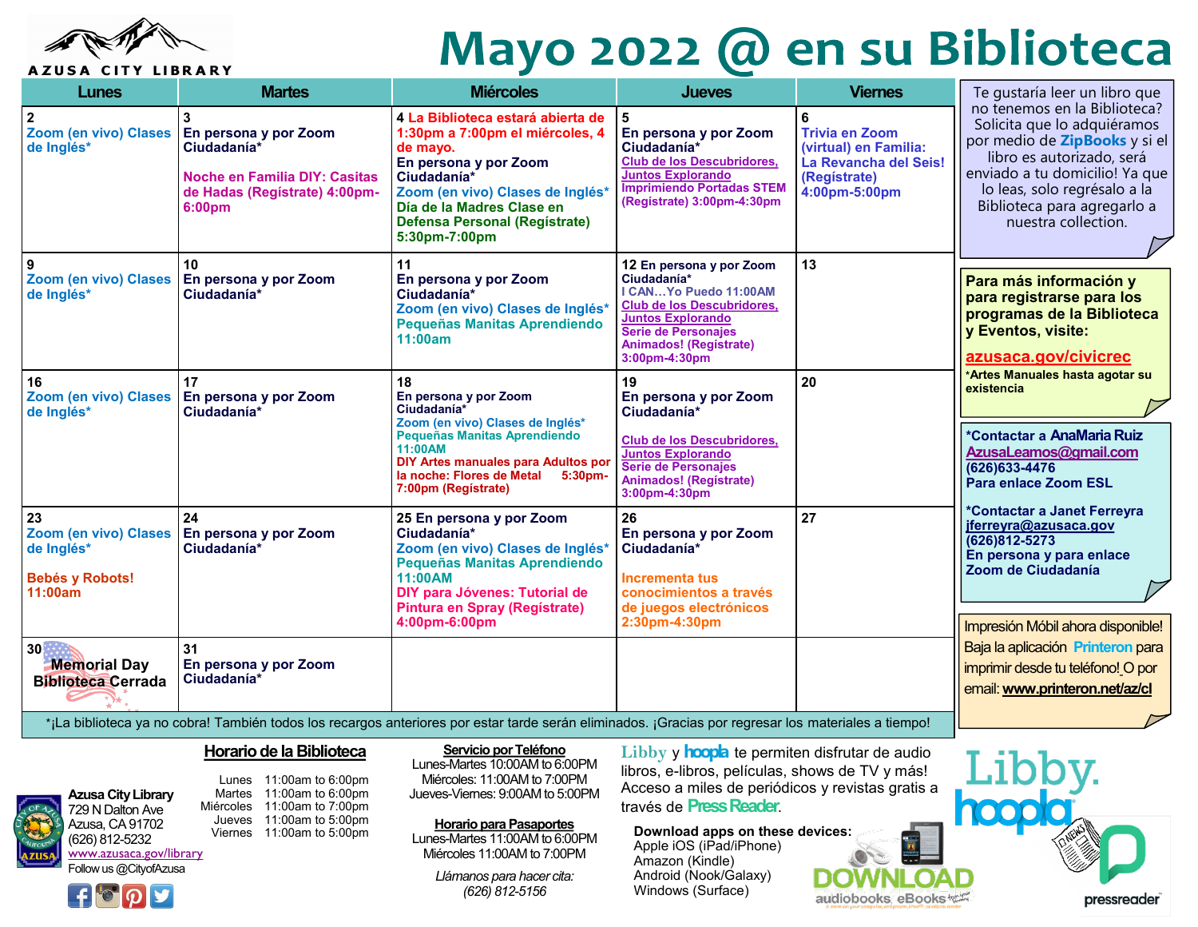AZUSA CITY LIBRARY

# Mayo 2022 @ en su Biblioteca

| Lunes | Martes | Miércoles | Jueves | Viernes |
| --- | --- | --- | --- | --- |
| **2** Zoom (en vivo) Clases de Inglés* | **3** En persona y por Zoom Ciudadanía* <br><br> Noche en Familia DIY: Casitas de Hadas (Regístrate) 4:00pm-6:00pm | **4** La Biblioteca estará abierta de 1:30pm a 7:00pm el miércoles, 4 de mayo. <br> En persona y por Zoom Ciudadanía* <br> Zoom (en vivo) Clases de Inglés* <br> Día de la Madres Clase en Defensa Personal (Regístrate) 5:30pm-7:00pm | **5** En persona y por Zoom Ciudadanía* <br> Club de los Descubridores, Juntos Explorando <br> Imprimiendo Portadas STEM (Regístrate) 3:00pm-4:30pm | **6** Trivia en Zoom (virtual) en Familia: La Revancha del Seis! (Regístrate) 4:00pm-5:00pm |
| **9** Zoom (en vivo) Clases de Inglés* | **10** En persona y por Zoom Ciudadanía* | **11** En persona y por Zoom Ciudadanía* <br> Zoom (en vivo) Clases de Inglés* <br> Pequeñas Manitas Aprendiendo 11:00am | **12** En persona y por Zoom Ciudadanía* <br> I CAN…Yo Puedo 11:00AM <br> Club de los Descubridores, Juntos Explorando <br> Serie de Personajes Animados! (Regístrate) 3:00pm-4:30pm | **13** |
| **16** Zoom (en vivo) Clases de Inglés* | **17** En persona y por Zoom Ciudadanía* | **18** En persona y por Zoom Ciudadanía* <br> Zoom (en vivo) Clases de Inglés* <br> Pequeñas Manitas Aprendiendo 11:00AM <br> DIY Artes manuales para Adultos por la noche: Flores de Metal 5:30pm-7:00pm (Regístrate) | **19** En persona y por Zoom Ciudadanía* <br><br> Club de los Descubridores, Juntos Explorando <br> Serie de Personajes Animados! (Regístrate) 3:00pm-4:30pm | **20** |
| **23** Zoom (en vivo) Clases de Inglés* <br><br> Bebés y Robots! 11:00am | **24** En persona y por Zoom Ciudadanía* | **25** En persona y por Zoom Ciudadanía* <br> Zoom (en vivo) Clases de Inglés* <br> Pequeñas Manitas Aprendiendo 11:00AM <br> DIY para Jóvenes: Tutorial de Pintura en Spray (Regístrate) 4:00pm-6:00pm | **26** En persona y por Zoom Ciudadanía* <br><br> Incrementa tus conocimientos a través de juegos electrónicos 2:30pm-4:30pm | **27** |
| **30** Memorial Day Biblioteca Cerrada | **31** En persona y por Zoom Ciudadanía* | | | |

*¡La biblioteca ya no cobra! También todos los recargos anteriores por estar tarde serán eliminados. ¡Gracias por regresar los materiales a tiempo!

Te gustaría leer un libro que no tenemos en la Biblioteca? Solicita que lo adquiéramos por medio de **ZipBooks** y si el libro es autorizado, será enviado a tu domicilio! Ya que lo leas, solo regrésalo a la Biblioteca para agregarlo a nuestra collection.

**Para más información y para registrarse para los programas de la Biblioteca y Eventos, visite:**

**azusaca.gov/civicrec**

*Artes Manuales hasta agotar su existencia

**\*Contactar a AnaMaria Ruiz**
**AzusaLeamos@gmail.com**
**(626)633-4476**
**Para enlace Zoom ESL**

**\*Contactar a Janet Ferreyra**
**jferreyra@azusaca.gov**
**(626)812-5273**
**En persona y para enlace Zoom de Ciudadanía**

Impresión Móbil ahora disponible! Baja la aplicación **Printeron** para imprimir desde tu teléfono! O por email: **www.printeron.net/az/cl**

## Horario de la Biblioteca

| | |
| --- | --- |
| Lunes | 11:00am to 6:00pm |
| Martes | 11:00am to 6:00pm |
| Miércoles | 11:00am to 7:00pm |
| Jueves | 11:00am to 5:00pm |
| Viernes | 11:00am to 5:00pm |

**Azusa City Library**
729 N Dalton Ave
Azusa, CA 91702
(626) 812-5232
www.azusaca.gov/library
Follow us @CityofAzusa

**Servicio por Teléfono**
Lunes-Martes 10:00AM to 6:00PM
Miércoles: 11:00AM to 7:00PM
Jueves-Viernes: 9:00AM to 5:00PM

**Horario para Pasaportes**
Lunes-Martes 11:00AM to 6:00PM
Miércoles 11:00AM to 7:00PM

*Llámanos para hacer cita: (626) 812-5156*

Libby y hoopla te permiten disfrutar de audio libros, e-libros, películas, shows de TV y más! Acceso a miles de periódicos y revistas gratis a través de Press Reader.

**Download apps on these devices:**
Apple iOS (iPad/iPhone)
Amazon (Kindle)
Android (Nook/Galaxy)
Windows (Surface)

DOWNLOAD audiobooks eBooks

Libby. hoopla pressreader